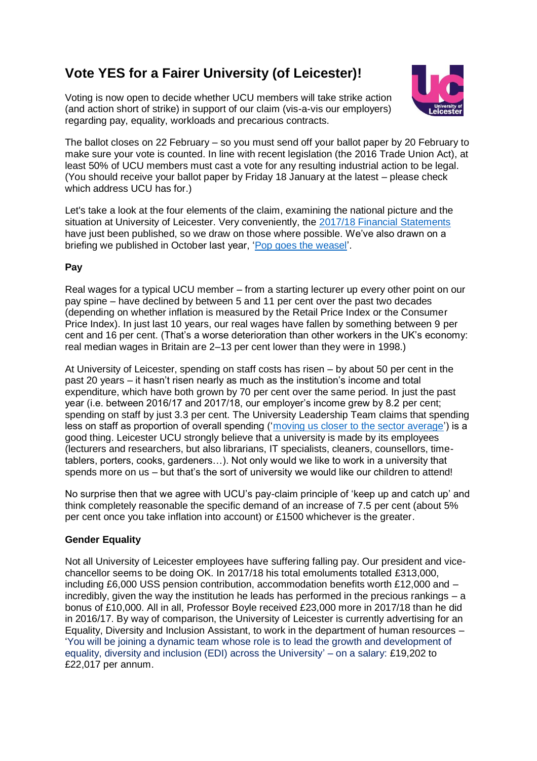# Vote YES for a Fairer University (of Leicester)!

Voting is now open to decide whether UCU members will take strike action (and action short of strike) in support of our claim (vis-a-vis our employers) regarding pay, equality, workloads and precarious contracts.

The ballot closes on 22 February – so you must send off your ballot paper by 20 February to make sure your vote is counted. In line with recent legislation (the 2016 Trade Union Act), at least 50% of UCU members must cast a vote for any resulting industrial action to be legal. (You should receive your ballot paper by Friday 18 January at the latest – please check which address UCU has for.)

Let's take a look at the four elements of the claim, examining the national picture and the situation at University of Leicester. Very conveniently, the 2017/18 Financial Statements have just been published, so we draw on those where possible. We've also drawn on a briefing we published in October last year, 'Pop goes the weasel'.

**Pay**

Real wages for a typical UCU member – from a starting lecturer up every other point on our pay spine – have declined by between 5 and 11 per cent over the past two decades (depending on whether inflation is measured by the Retail Price Index or the Consumer Price Index). In just last 10 years, our real wages have fallen by something between 9 per cent and 16 per cent. (That's a worse deterioration than other workers in the UK's economy: real median wages in Britain are 2–13 per cent lower than they were in 1998.)

At University of Leicester, spending on staff costs has risen – by about 50 per cent in the past 20 years – it hasn't risen nearly as much as the institution's income and total expenditure, which have both grown by 70 per cent over the same period. In just the past year (i.e. between 2016/17 and 2017/18, our employer's income grew by 8.2 per cent; spending on staff by just 3.3 per cent. The University Leadership Team claims that spending less on staff as proportion of overall spending ('moving us closer to the sector average') is a good thing. Leicester UCU strongly believe that a university is made by its employees (lecturers and researchers, but also librarians, IT specialists, cleaners, counsellors, time-tablers, porters, cooks, gardeners…). Not only would we like to work in a university that spends more on us – but that's the sort of university we would like our children to attend!

No surprise then that we agree with UCU's pay-claim principle of 'keep up and catch up' and think completely reasonable the specific demand of an increase of 7.5 per cent (about 5% per cent once you take inflation into account) or £1500 whichever is the greater.

**Gender Equality**

Not all University of Leicester employees have suffering falling pay. Our president and vice-chancellor seems to be doing OK. In 2017/18 his total emoluments totalled £313,000, including £6,000 USS pension contribution, accommodation benefits worth £12,000 and – incredibly, given the way the institution he leads has performed in the precious rankings – a bonus of £10,000. All in all, Professor Boyle received £23,000 more in 2017/18 than he did in 2016/17. By way of comparison, the University of Leicester is currently advertising for an Equality, Diversity and Inclusion Assistant, to work in the department of human resources – 'You will be joining a dynamic team whose role is to lead the growth and development of equality, diversity and inclusion (EDI) across the University' – on a salary: £19,202 to £22,017 per annum.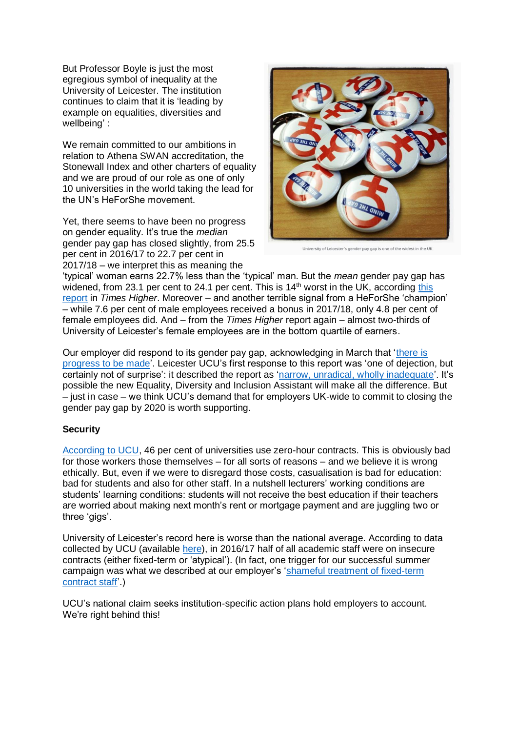But Professor Boyle is just the most egregious symbol of inequality at the University of Leicester. The institution continues to claim that it is 'leading by example on equalities, diversities and wellbeing' :

We remain committed to our ambitions in relation to Athena SWAN accreditation, the Stonewall Index and other charters of equality and we are proud of our role as one of only 10 universities in the world taking the lead for the UN's HeForShe movement.

University of Leicester's gender pay gap is one of the widest in the UK

Yet, there seems to have been no progress on gender equality. It's true the *median* gender pay gap has closed slightly, from 25.5 per cent in 2016/17 to 22.7 per cent in 2017/18 – we interpret this as meaning the 'typical' woman earns 22.7% less than the 'typical' man. But the *mean* gender pay gap has widened, from 23.1 per cent to 24.1 per cent. This is 14th worst in the UK, according this report in *Times Higher*. Moreover – and another terrible signal from a HeForShe 'champion' – while 7.6 per cent of male employees received a bonus in 2017/18, only 4.8 per cent of female employees did. And – from the *Times Higher* report again – almost two-thirds of University of Leicester's female employees are in the bottom quartile of earners.

Our employer did respond to its gender pay gap, acknowledging in March that 'there is progress to be made'. Leicester UCU's first response to this report was 'one of dejection, but certainly not of surprise': it described the report as 'narrow, unradical, wholly inadequate'. It's possible the new Equality, Diversity and Inclusion Assistant will make all the difference. But – just in case – we think UCU's demand that for employers UK-wide to commit to closing the gender pay gap by 2020 is worth supporting.

**Security**

According to UCU, 46 per cent of universities use zero-hour contracts. This is obviously bad for those workers those themselves – for all sorts of reasons – and we believe it is wrong ethically. But, even if we were to disregard those costs, casualisation is bad for education: bad for students and also for other staff. In a nutshell lecturers' working conditions are students' learning conditions: students will not receive the best education if their teachers are worried about making next month's rent or mortgage payment and are juggling two or three 'gigs'.

University of Leicester's record here is worse than the national average. According to data collected by UCU (available here), in 2016/17 half of all academic staff were on insecure contracts (either fixed-term or 'atypical'). (In fact, one trigger for our successful summer campaign was what we described at our employer's 'shameful treatment of fixed-term contract staff'.)

UCU's national claim seeks institution-specific action plans hold employers to account. We're right behind this!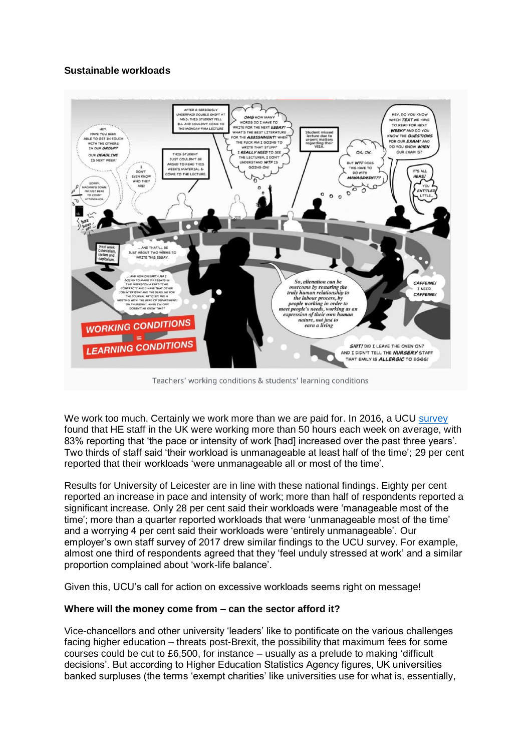**Sustainable workloads**

Teachers' working conditions & students' learning conditions

We work too much. Certainly we work more than we are paid for. In 2016, a UCU survey found that HE staff in the UK were working more than 50 hours each week on average, with 83% reporting that 'the pace or intensity of work [had] increased over the past three years'. Two thirds of staff said 'their workload is unmanageable at least half of the time'; 29 per cent reported that their workloads 'were unmanageable all or most of the time'.

Results for University of Leicester are in line with these national findings. Eighty per cent reported an increase in pace and intensity of work; more than half of respondents reported a significant increase. Only 28 per cent said their workloads were 'manageable most of the time'; more than a quarter reported workloads that were 'unmanageable most of the time' and a worrying 4 per cent said their workloads were 'entirely unmanageable'. Our employer's own staff survey of 2017 drew similar findings to the UCU survey. For example, almost one third of respondents agreed that they 'feel unduly stressed at work' and a similar proportion complained about 'work-life balance'.

Given this, UCU's call for action on excessive workloads seems right on message!

**Where will the money come from – can the sector afford it?**

Vice-chancellors and other university 'leaders' like to pontificate on the various challenges facing higher education – threats post-Brexit, the possibility that maximum fees for some courses could be cut to £6,500, for instance – usually as a prelude to making 'difficult decisions'. But according to Higher Education Statistics Agency figures, UK universities banked surpluses (the terms 'exempt charities' like universities use for what is, essentially,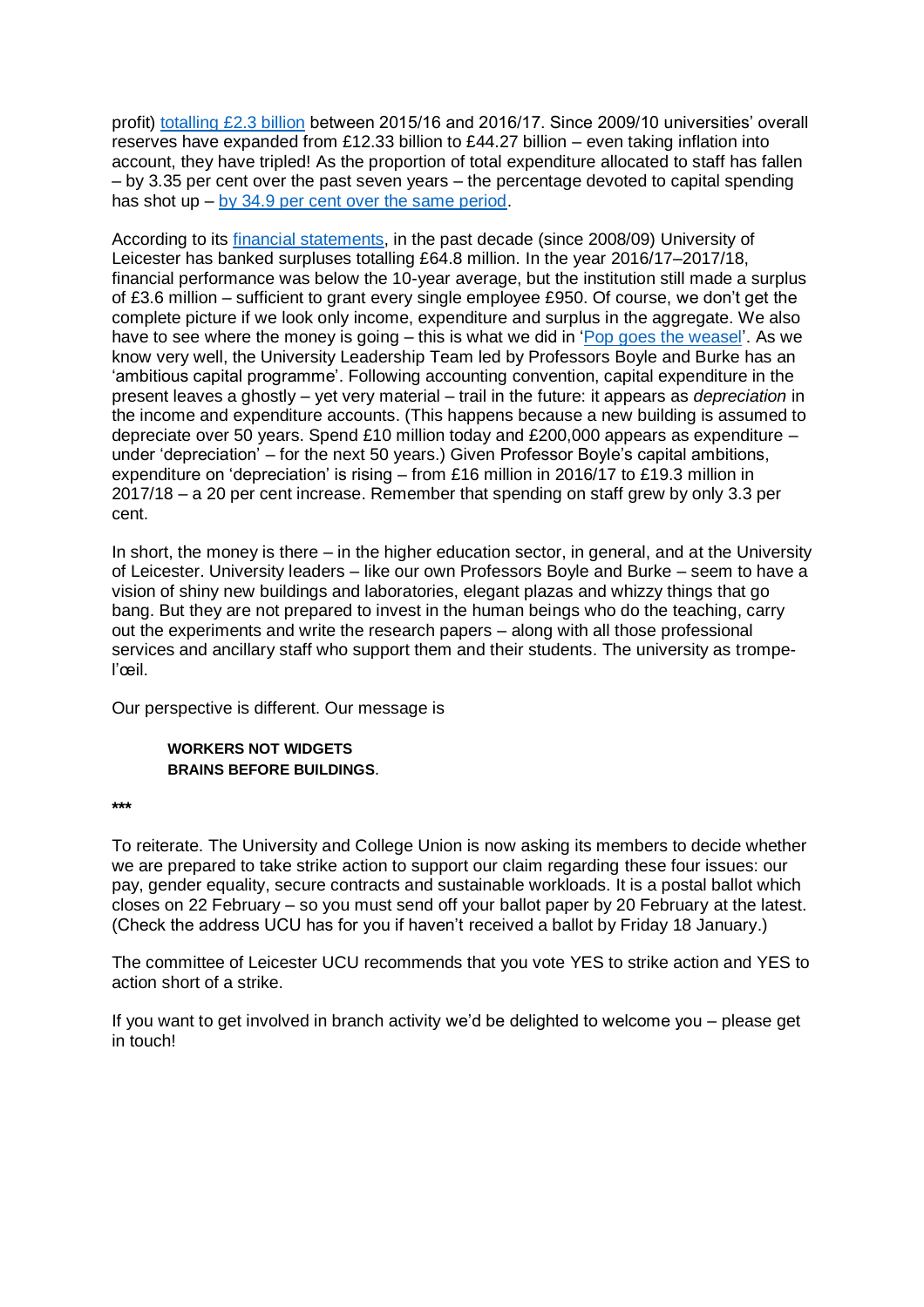profit) totalling £2.3 billion between 2015/16 and 2016/17. Since 2009/10 universities' overall reserves have expanded from £12.33 billion to £44.27 billion – even taking inflation into account, they have tripled! As the proportion of total expenditure allocated to staff has fallen – by 3.35 per cent over the past seven years – the percentage devoted to capital spending has shot up – by 34.9 per cent over the same period.

According to its financial statements, in the past decade (since 2008/09) University of Leicester has banked surpluses totalling £64.8 million. In the year 2016/17–2017/18, financial performance was below the 10-year average, but the institution still made a surplus of £3.6 million – sufficient to grant every single employee £950. Of course, we don't get the complete picture if we look only income, expenditure and surplus in the aggregate. We also have to see where the money is going – this is what we did in 'Pop goes the weasel'. As we know very well, the University Leadership Team led by Professors Boyle and Burke has an 'ambitious capital programme'. Following accounting convention, capital expenditure in the present leaves a ghostly – yet very material – trail in the future: it appears as *depreciation* in the income and expenditure accounts. (This happens because a new building is assumed to depreciate over 50 years. Spend £10 million today and £200,000 appears as expenditure – under 'depreciation' – for the next 50 years.) Given Professor Boyle's capital ambitions, expenditure on 'depreciation' is rising – from £16 million in 2016/17 to £19.3 million in 2017/18 – a 20 per cent increase. Remember that spending on staff grew by only 3.3 per cent.

In short, the money is there – in the higher education sector, in general, and at the University of Leicester. University leaders – like our own Professors Boyle and Burke – seem to have a vision of shiny new buildings and laboratories, elegant plazas and whizzy things that go bang. But they are not prepared to invest in the human beings who do the teaching, carry out the experiments and write the research papers – along with all those professional services and ancillary staff who support them and their students. The university as trompe-l'œil.

Our perspective is different. Our message is

> **WORKERS NOT WIDGETS**
> **BRAINS BEFORE BUILDINGS**.

**\*\*\***

To reiterate. The University and College Union is now asking its members to decide whether we are prepared to take strike action to support our claim regarding these four issues: our pay, gender equality, secure contracts and sustainable workloads. It is a postal ballot which closes on 22 February – so you must send off your ballot paper by 20 February at the latest. (Check the address UCU has for you if haven't received a ballot by Friday 18 January.)

The committee of Leicester UCU recommends that you vote YES to strike action and YES to action short of a strike.

If you want to get involved in branch activity we'd be delighted to welcome you – please get in touch!